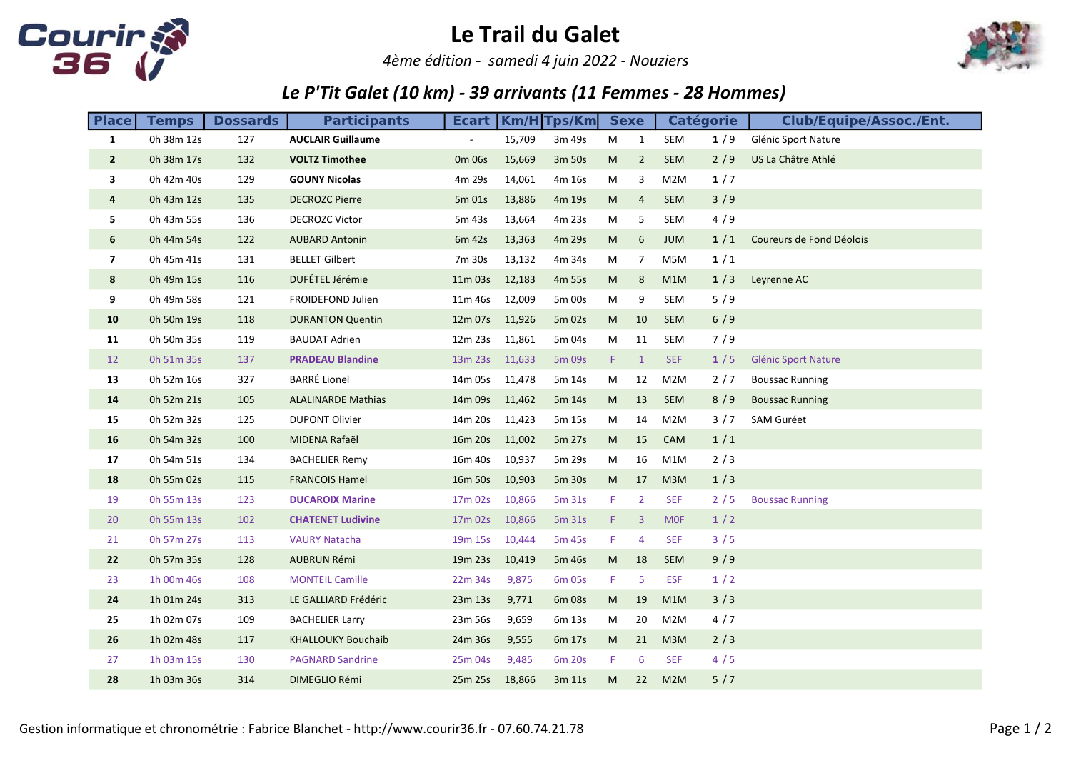# Le Trail du Galet

*4ème édition - samedi 4 juin 2022 - Nouziers*

## *Le P'Tit Galet (10 km) - 39 arrivants (11 Femmes - 28 Hommes)*

| Place | Temps | Dossards | Participants | Ecart | Km/H | Tps/Km | Sexe | | Catégorie | | Club/Equipe/Assoc./Ent. |
|---|---|---|---|---|---|---|---|---|---|---|---|
| **1** | 0h 38m 12s | 127 | **AUCLAIR Guillaume** | - | 15,709 | 3m 49s | M | 1 | SEM | **1** / 9 | Glénic Sport Nature |
| **2** | 0h 38m 17s | 132 | **VOLTZ Timothee** | 0m 06s | 15,669 | 3m 50s | M | 2 | SEM | 2 / 9 | US La Châtre Athlé |
| **3** | 0h 42m 40s | 129 | **GOUNY Nicolas** | 4m 29s | 14,061 | 4m 16s | M | 3 | M2M | **1** / 7 | |
| **4** | 0h 43m 12s | 135 | DECROZC Pierre | 5m 01s | 13,886 | 4m 19s | M | 4 | SEM | 3 / 9 | |
| **5** | 0h 43m 55s | 136 | DECROZC Victor | 5m 43s | 13,664 | 4m 23s | M | 5 | SEM | 4 / 9 | |
| **6** | 0h 44m 54s | 122 | AUBARD Antonin | 6m 42s | 13,363 | 4m 29s | M | 6 | JUM | **1** / 1 | Coureurs de Fond Déolois |
| **7** | 0h 45m 41s | 131 | BELLET Gilbert | 7m 30s | 13,132 | 4m 34s | M | 7 | M5M | **1** / 1 | |
| **8** | 0h 49m 15s | 116 | DUFÉTEL Jérémie | 11m 03s | 12,183 | 4m 55s | M | 8 | M1M | **1** / 3 | Leyrenne AC |
| **9** | 0h 49m 58s | 121 | FROIDEFOND Julien | 11m 46s | 12,009 | 5m 00s | M | 9 | SEM | 5 / 9 | |
| **10** | 0h 50m 19s | 118 | DURANTON Quentin | 12m 07s | 11,926 | 5m 02s | M | 10 | SEM | 6 / 9 | |
| **11** | 0h 50m 35s | 119 | BAUDAT Adrien | 12m 23s | 11,861 | 5m 04s | M | 11 | SEM | 7 / 9 | |
| 12 | 0h 51m 35s | 137 | **PRADEAU Blandine** | 13m 23s | 11,633 | 5m 09s | F | 1 | SEF | **1** / 5 | Glénic Sport Nature |
| **13** | 0h 52m 16s | 327 | BARRÉ Lionel | 14m 05s | 11,478 | 5m 14s | M | 12 | M2M | 2 / 7 | Boussac Running |
| **14** | 0h 52m 21s | 105 | ALALINARDE Mathias | 14m 09s | 11,462 | 5m 14s | M | 13 | SEM | 8 / 9 | Boussac Running |
| **15** | 0h 52m 32s | 125 | DUPONT Olivier | 14m 20s | 11,423 | 5m 15s | M | 14 | M2M | 3 / 7 | SAM Guréet |
| **16** | 0h 54m 32s | 100 | MIDENA Rafaël | 16m 20s | 11,002 | 5m 27s | M | 15 | CAM | **1** / 1 | |
| **17** | 0h 54m 51s | 134 | BACHELIER Remy | 16m 40s | 10,937 | 5m 29s | M | 16 | M1M | 2 / 3 | |
| **18** | 0h 55m 02s | 115 | FRANCOIS Hamel | 16m 50s | 10,903 | 5m 30s | M | 17 | M3M | **1** / 3 | |
| 19 | 0h 55m 13s | 123 | **DUCAROIX Marine** | 17m 02s | 10,866 | 5m 31s | F | 2 | SEF | 2 / 5 | Boussac Running |
| 20 | 0h 55m 13s | 102 | **CHATENET Ludivine** | 17m 02s | 10,866 | 5m 31s | F | 3 | M0F | **1** / 2 | |
| 21 | 0h 57m 27s | 113 | VAURY Natacha | 19m 15s | 10,444 | 5m 45s | F | 4 | SEF | 3 / 5 | |
| **22** | 0h 57m 35s | 128 | AUBRUN Rémi | 19m 23s | 10,419 | 5m 46s | M | 18 | SEM | 9 / 9 | |
| 23 | 1h 00m 46s | 108 | MONTEIL Camille | 22m 34s | 9,875 | 6m 05s | F | 5 | ESF | **1** / 2 | |
| **24** | 1h 01m 24s | 313 | LE GALLIARD Frédéric | 23m 13s | 9,771 | 6m 08s | M | 19 | M1M | 3 / 3 | |
| **25** | 1h 02m 07s | 109 | BACHELIER Larry | 23m 56s | 9,659 | 6m 13s | M | 20 | M2M | 4 / 7 | |
| **26** | 1h 02m 48s | 117 | KHALLOUKY Bouchaib | 24m 36s | 9,555 | 6m 17s | M | 21 | M3M | 2 / 3 | |
| 27 | 1h 03m 15s | 130 | PAGNARD Sandrine | 25m 04s | 9,485 | 6m 20s | F | 6 | SEF | 4 / 5 | |
| **28** | 1h 03m 36s | 314 | DIMEGLIO Rémi | 25m 25s | 18,866 | 3m 11s | M | 22 | M2M | 5 / 7 | |

Gestion informatique et chronométrie : Fabrice Blanchet - http://www.courir36.fr - 07.60.74.21.78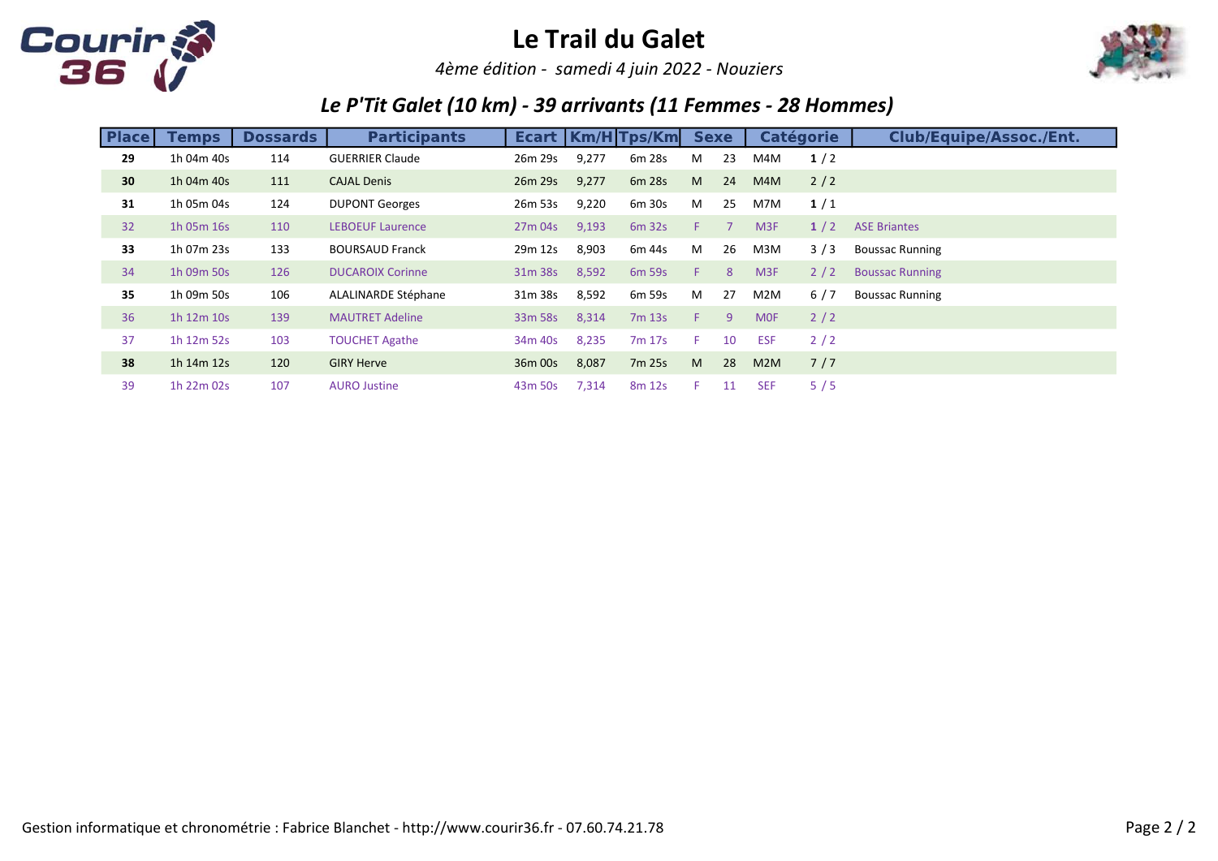# Le Trail du Galet

*4ème édition - samedi 4 juin 2022 - Nouziers*

## *Le P'Tit Galet (10 km) - 39 arrivants (11 Femmes - 28 Hommes)*

| Place | Temps | Dossards | Participants | Ecart | Km/H | Tps/Km | Sexe | | Catégorie | | Club/Equipe/Assoc./Ent. |
|---|---|---|---|---|---|---|---|---|---|---|---|
| **29** | 1h 04m 40s | 114 | GUERRIER Claude | 26m 29s | 9,277 | 6m 28s | M | 23 | M4M | **1** / 2 | |
| **30** | 1h 04m 40s | 111 | CAJAL Denis | 26m 29s | 9,277 | 6m 28s | M | 24 | M4M | 2 / 2 | |
| **31** | 1h 05m 04s | 124 | DUPONT Georges | 26m 53s | 9,220 | 6m 30s | M | 25 | M7M | **1** / 1 | |
| 32 | 1h 05m 16s | 110 | LEBOEUF Laurence | 27m 04s | 9,193 | 6m 32s | F | 7 | M3F | **1** / 2 | ASE Briantes |
| **33** | 1h 07m 23s | 133 | BOURSAUD Franck | 29m 12s | 8,903 | 6m 44s | M | 26 | M3M | 3 / 3 | Boussac Running |
| 34 | 1h 09m 50s | 126 | DUCAROIX Corinne | 31m 38s | 8,592 | 6m 59s | F | 8 | M3F | 2 / 2 | Boussac Running |
| **35** | 1h 09m 50s | 106 | ALALINARDE Stéphane | 31m 38s | 8,592 | 6m 59s | M | 27 | M2M | 6 / 7 | Boussac Running |
| 36 | 1h 12m 10s | 139 | MAUTRET Adeline | 33m 58s | 8,314 | 7m 13s | F | 9 | M0F | 2 / 2 | |
| 37 | 1h 12m 52s | 103 | TOUCHET Agathe | 34m 40s | 8,235 | 7m 17s | F | 10 | ESF | 2 / 2 | |
| **38** | 1h 14m 12s | 120 | GIRY Herve | 36m 00s | 8,087 | 7m 25s | M | 28 | M2M | 7 / 7 | |
| 39 | 1h 22m 02s | 107 | AURO Justine | 43m 50s | 7,314 | 8m 12s | F | 11 | SEF | 5 / 5 | |

Gestion informatique et chronométrie : Fabrice Blanchet - http://www.courir36.fr - 07.60.74.21.78